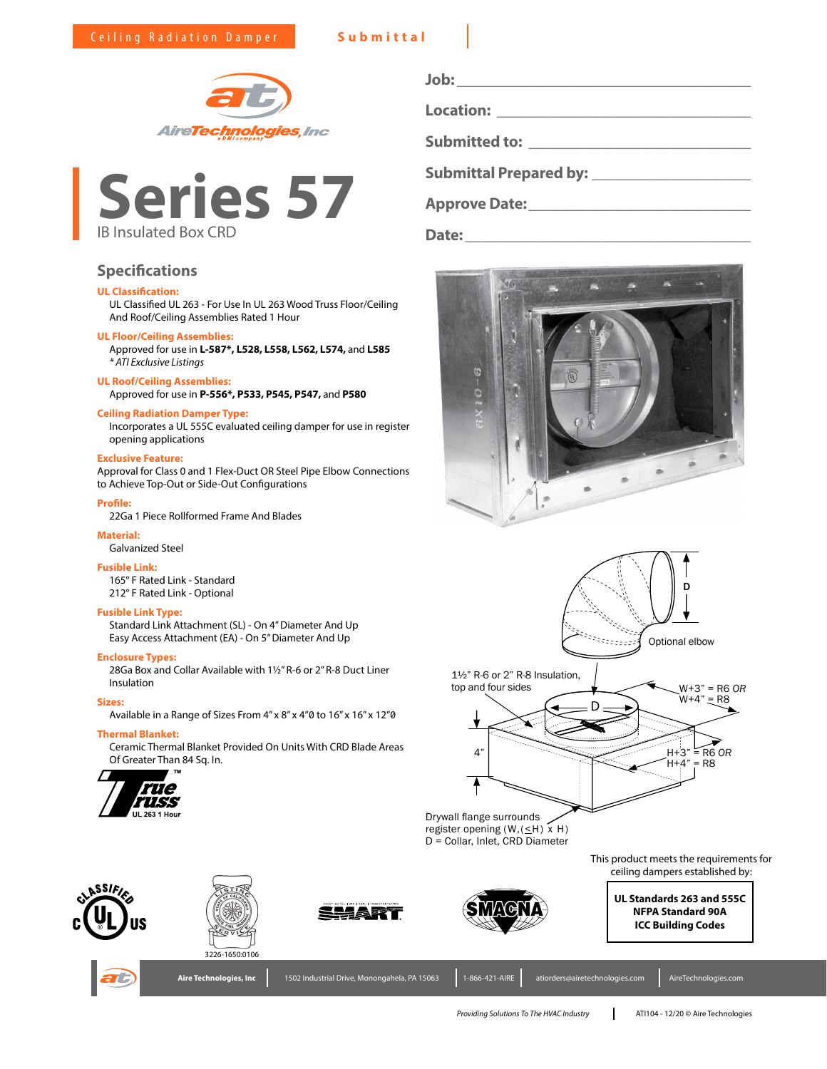Ceiling Radiation Damper **Submittal**

AireTechnologies, Inc

# Series 57

IB Insulated Box CRD

**Job:** ______________________________

**Location:** ______________________________

**Submitted to:** ______________________________

**Submittal Prepared by:** ______________________________

**Approve Date:** ______________________________

**Date:** ______________________________

## Specifications

**UL Classification:**
UL Classified UL 263 - For Use In UL 263 Wood Truss Floor/Ceiling And Roof/Ceiling Assemblies Rated 1 Hour

**UL Floor/Ceiling Assemblies:**
Approved for use in **L-587\***, **L528, L558, L562, L574,** and **L585**
*\* ATI Exclusive Listings*

**UL Roof/Ceiling Assemblies:**
Approved for use in **P-556\*, P533, P545, P547,** and **P580**

**Ceiling Radiation Damper Type:**
Incorporates a UL 555C evaluated ceiling damper for use in register opening applications

**Exclusive Feature:**
Approval for Class 0 and 1 Flex-Duct OR Steel Pipe Elbow Connections to Achieve Top-Out or Side-Out Configurations

**Profile:**
22Ga 1 Piece Rollformed Frame And Blades

**Material:**
Galvanized Steel

**Fusible Link:**
165° F Rated Link - Standard
212° F Rated Link - Optional

**Fusible Link Type:**
Standard Link Attachment (SL) - On 4" Diameter And Up
Easy Access Attachment (EA) - On 5" Diameter And Up

**Enclosure Types:**
28Ga Box and Collar Available with 1½" R-6 or 2" R-8 Duct Liner Insulation

**Sizes:**
Available in a Range of Sizes From 4" x 8" x 4"Ø to 16" x 16" x 12"Ø

**Thermal Blanket:**
Ceramic Thermal Blanket Provided On Units With CRD Blade Areas Of Greater Than 84 Sq. In.

True Truss™ UL 263 1 Hour

D

Optional elbow

1½" R-6 or 2" R-8 Insulation, top and four sides

W+3" = R6 *OR* W+4" = R8

D

4"

H+3" = R6 *OR* H+4" = R8

Drywall flange surrounds register opening (W,(≤H) x H)
D = Collar, Inlet, CRD Diameter

3226-1650:0106

This product meets the requirements for ceiling dampers established by:

**UL Standards 263 and 555C**
**NFPA Standard 90A**
**ICC Building Codes**

Aire Technologies, Inc | 1502 Industrial Drive, Monongahela, PA 15063 | 1-866-421-AIRE | atiorders@airetechnologies.com | AireTechnologies.com

*Providing Solutions To The HVAC Industry* | ATI104 - 12/20 © Aire Technologies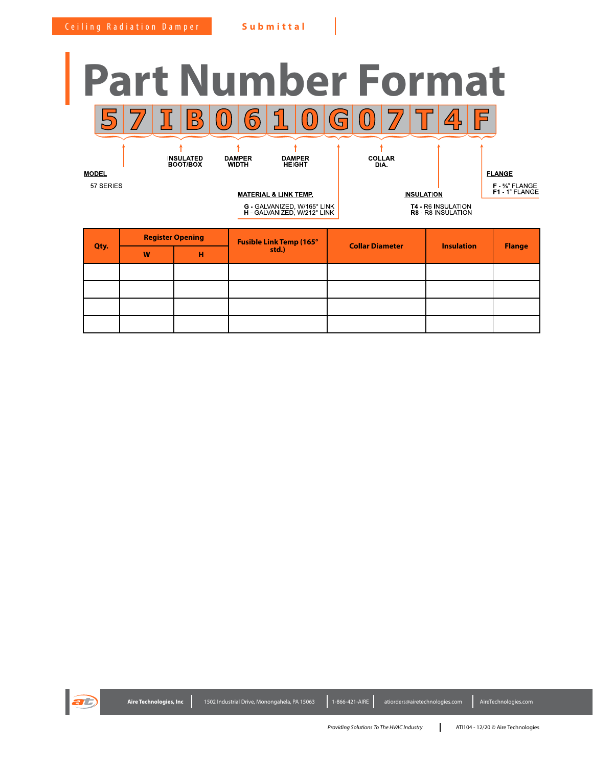# Part Number Format

**5 7 I B 0 6 1 0 G 0 7 T 4 F**

INSULATED BOOT/BOX

DAMPER WIDTH

DAMPER HEIGHT

COLLAR DIA.

**MODEL**

57 SERIES

**MATERIAL & LINK TEMP.**

**G** - GALVANIZED, W/165° LINK
**H** - GALVANIZED, W/212° LINK

**INSULATION**

**T4** - R6 INSULATION
**R8** - R8 INSULATION

**FLANGE**

**F** - ⅝" FLANGE
**F1** - 1" FLANGE

| Qty. | Register Opening | | Fusible Link Temp (165° std.) | Collar Diameter | Insulation | Flange |
|---|---|---|---|---|---|---|
| | W | H | | | | |
| | | | | | | |
| | | | | | | |
| | | | | | | |
| | | | | | | |

Aire Technologies, Inc | 1502 Industrial Drive, Monongahela, PA 15063 | 1-866-421-AIRE | atiorders@airetechnologies.com | AireTechnologies.com

*Providing Solutions To The HVAC Industry* | ATI104 - 12/20 © Aire Technologies